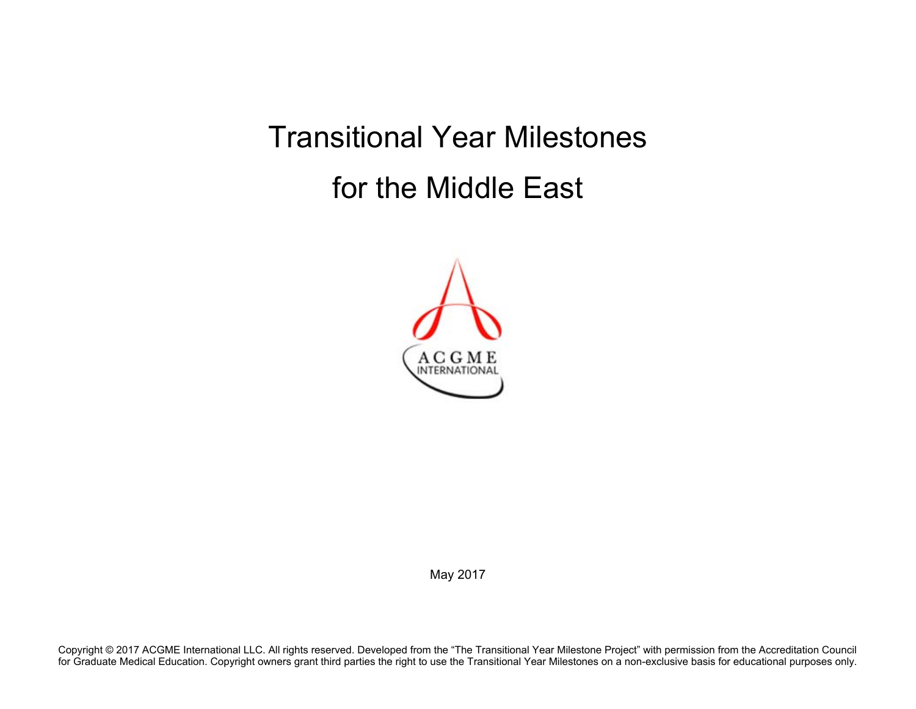# Transitional Year Milestones

# for the Middle East

ACGME INTERNATIONAL

May 2017

Copyright © 2017 ACGME International LLC. All rights reserved. Developed from the "The Transitional Year Milestone Project" with permission from the Accreditation Council for Graduate Medical Education. Copyright owners grant third parties the right to use the Transitional Year Milestones on a non-exclusive basis for educational purposes only.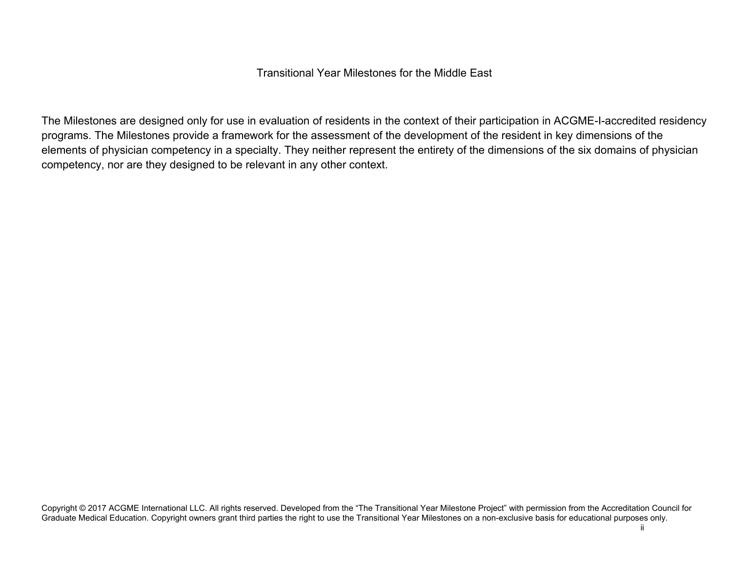Transitional Year Milestones for the Middle East

The Milestones are designed only for use in evaluation of residents in the context of their participation in ACGME-I-accredited residency programs. The Milestones provide a framework for the assessment of the development of the resident in key dimensions of the elements of physician competency in a specialty. They neither represent the entirety of the dimensions of the six domains of physician competency, nor are they designed to be relevant in any other context.

Copyright © 2017 ACGME International LLC. All rights reserved. Developed from the "The Transitional Year Milestone Project" with permission from the Accreditation Council for Graduate Medical Education. Copyright owners grant third parties the right to use the Transitional Year Milestones on a non-exclusive basis for educational purposes only.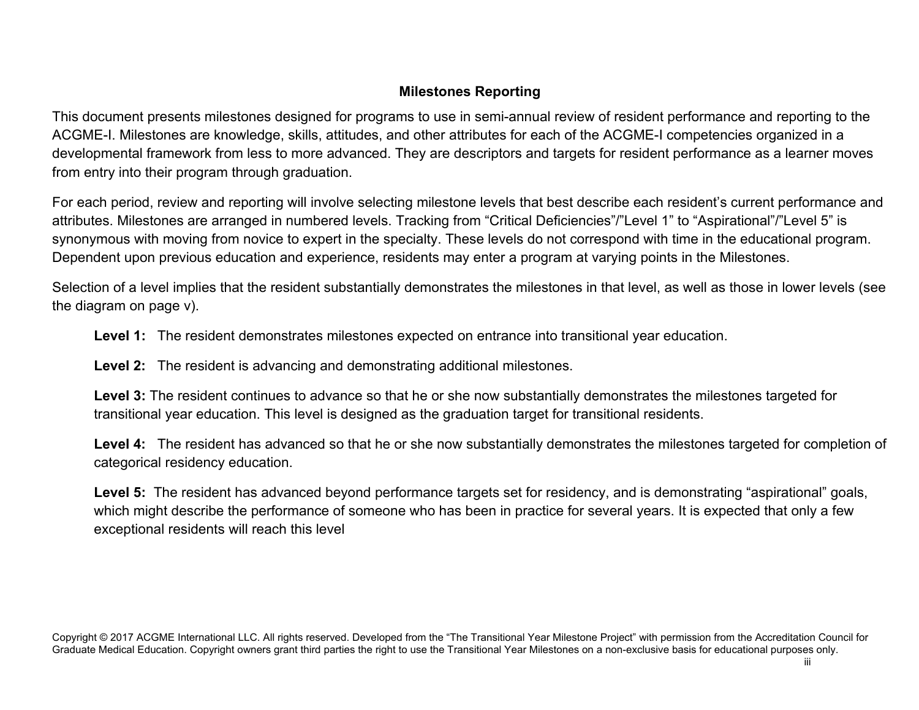## Milestones Reporting

This document presents milestones designed for programs to use in semi-annual review of resident performance and reporting to the ACGME-I. Milestones are knowledge, skills, attitudes, and other attributes for each of the ACGME-I competencies organized in a developmental framework from less to more advanced. They are descriptors and targets for resident performance as a learner moves from entry into their program through graduation.

For each period, review and reporting will involve selecting milestone levels that best describe each resident's current performance and attributes. Milestones are arranged in numbered levels. Tracking from "Critical Deficiencies"/"Level 1" to "Aspirational"/"Level 5" is synonymous with moving from novice to expert in the specialty. These levels do not correspond with time in the educational program. Dependent upon previous education and experience, residents may enter a program at varying points in the Milestones.

Selection of a level implies that the resident substantially demonstrates the milestones in that level, as well as those in lower levels (see the diagram on page v).

**Level 1:** The resident demonstrates milestones expected on entrance into transitional year education.

**Level 2:** The resident is advancing and demonstrating additional milestones.

**Level 3:** The resident continues to advance so that he or she now substantially demonstrates the milestones targeted for transitional year education. This level is designed as the graduation target for transitional residents.

**Level 4:** The resident has advanced so that he or she now substantially demonstrates the milestones targeted for completion of categorical residency education.

**Level 5:** The resident has advanced beyond performance targets set for residency, and is demonstrating "aspirational" goals, which might describe the performance of someone who has been in practice for several years. It is expected that only a few exceptional residents will reach this level

Copyright © 2017 ACGME International LLC. All rights reserved. Developed from the "The Transitional Year Milestone Project" with permission from the Accreditation Council for Graduate Medical Education. Copyright owners grant third parties the right to use the Transitional Year Milestones on a non-exclusive basis for educational purposes only.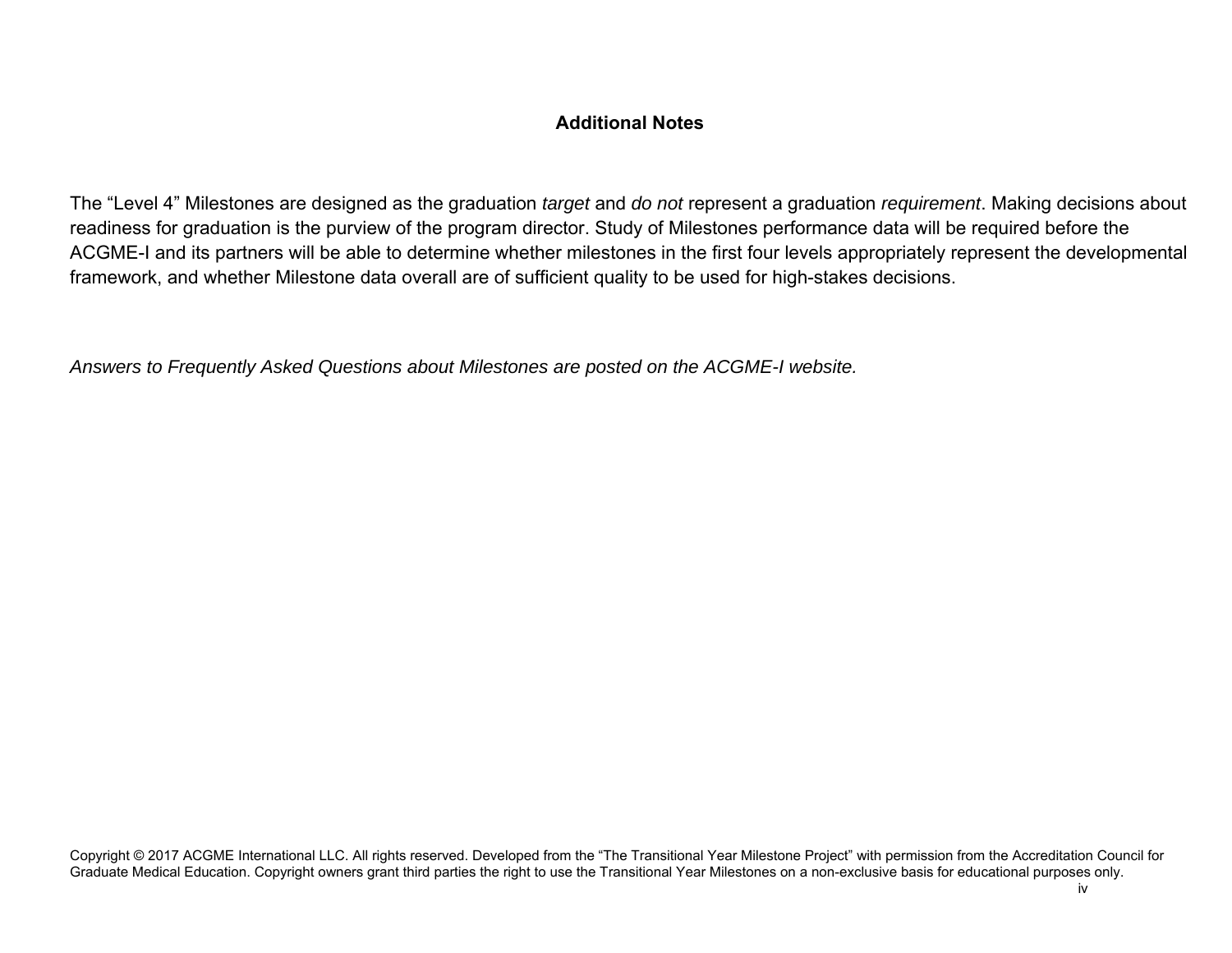## Additional Notes

The "Level 4" Milestones are designed as the graduation *target* and *do not* represent a graduation *requirement*. Making decisions about readiness for graduation is the purview of the program director. Study of Milestones performance data will be required before the ACGME-I and its partners will be able to determine whether milestones in the first four levels appropriately represent the developmental framework, and whether Milestone data overall are of sufficient quality to be used for high-stakes decisions.

*Answers to Frequently Asked Questions about Milestones are posted on the ACGME-I website.*

Copyright © 2017 ACGME International LLC. All rights reserved. Developed from the "The Transitional Year Milestone Project" with permission from the Accreditation Council for Graduate Medical Education. Copyright owners grant third parties the right to use the Transitional Year Milestones on a non-exclusive basis for educational purposes only.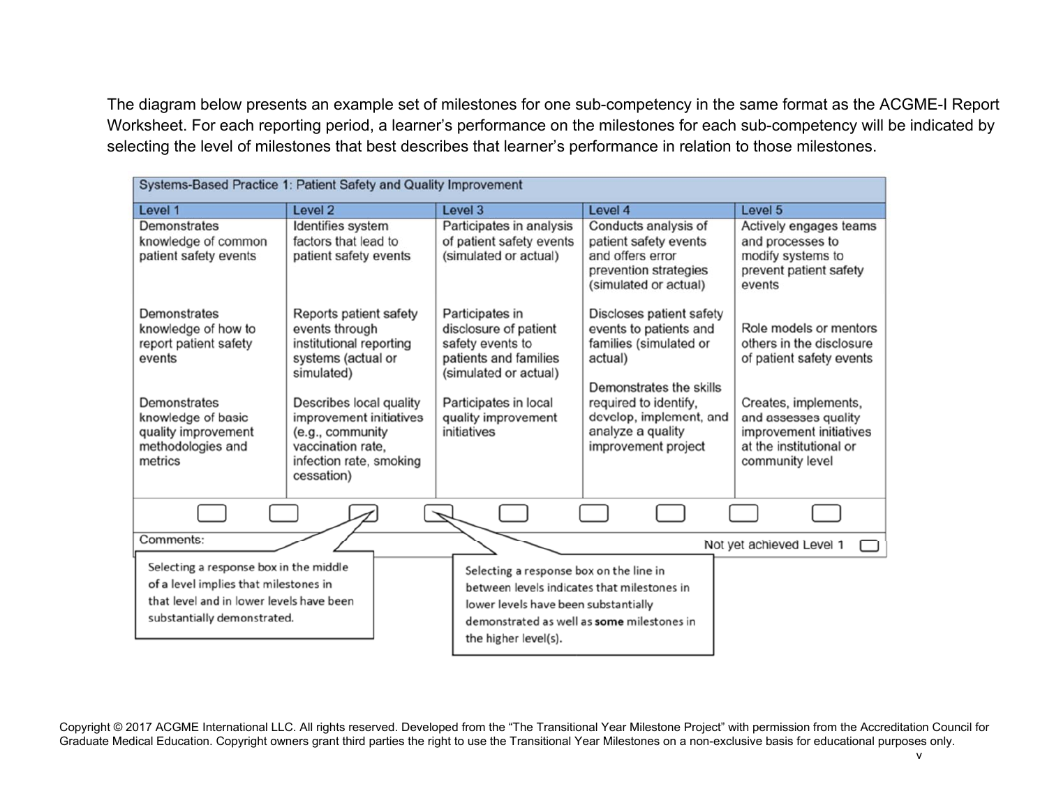The diagram below presents an example set of milestones for one sub-competency in the same format as the ACGME-I Report Worksheet. For each reporting period, a learner's performance on the milestones for each sub-competency will be indicated by selecting the level of milestones that best describes that learner's performance in relation to those milestones.

| Systems-Based Practice 1: Patient Safety and Quality Improvement | | | | |
|---|---|---|---|---|
| **Level 1** | **Level 2** | **Level 3** | **Level 4** | **Level 5** |
| Demonstrates knowledge of common patient safety events | Identifies system factors that lead to patient safety events | Participates in analysis of patient safety events (simulated or actual) | Conducts analysis of patient safety events and offers error prevention strategies (simulated or actual) | Actively engages teams and processes to modify systems to prevent patient safety events |
| Demonstrates knowledge of how to report patient safety events | Reports patient safety events through institutional reporting systems (actual or simulated) | Participates in disclosure of patient safety events to patients and families (simulated or actual) | Discloses patient safety events to patients and families (simulated or actual) | Role models or mentors others in the disclosure of patient safety events |
| Demonstrates knowledge of basic quality improvement methodologies and metrics | Describes local quality improvement initiatives (e.g., community vaccination rate, infection rate, smoking cessation) | Participates in local quality improvement initiatives | Demonstrates the skills required to identify, develop, implement, and analyze a quality improvement project | Creates, implements, and assesses quality improvement initiatives at the institutional or community level |
| ☐ ☐ | ☐ ☐ | ☐ ☐ | ☐ ☐ | ☐ |
| Comments: | | | | Not yet achieved Level 1 ☐ |

Selecting a response box in the middle of a level implies that milestones in that level and in lower levels have been substantially demonstrated.

Selecting a response box on the line in between levels indicates that milestones in lower levels have been substantially demonstrated as well as **some** milestones in the higher level(s).

Copyright © 2017 ACGME International LLC. All rights reserved. Developed from the "The Transitional Year Milestone Project" with permission from the Accreditation Council for Graduate Medical Education. Copyright owners grant third parties the right to use the Transitional Year Milestones on a non-exclusive basis for educational purposes only.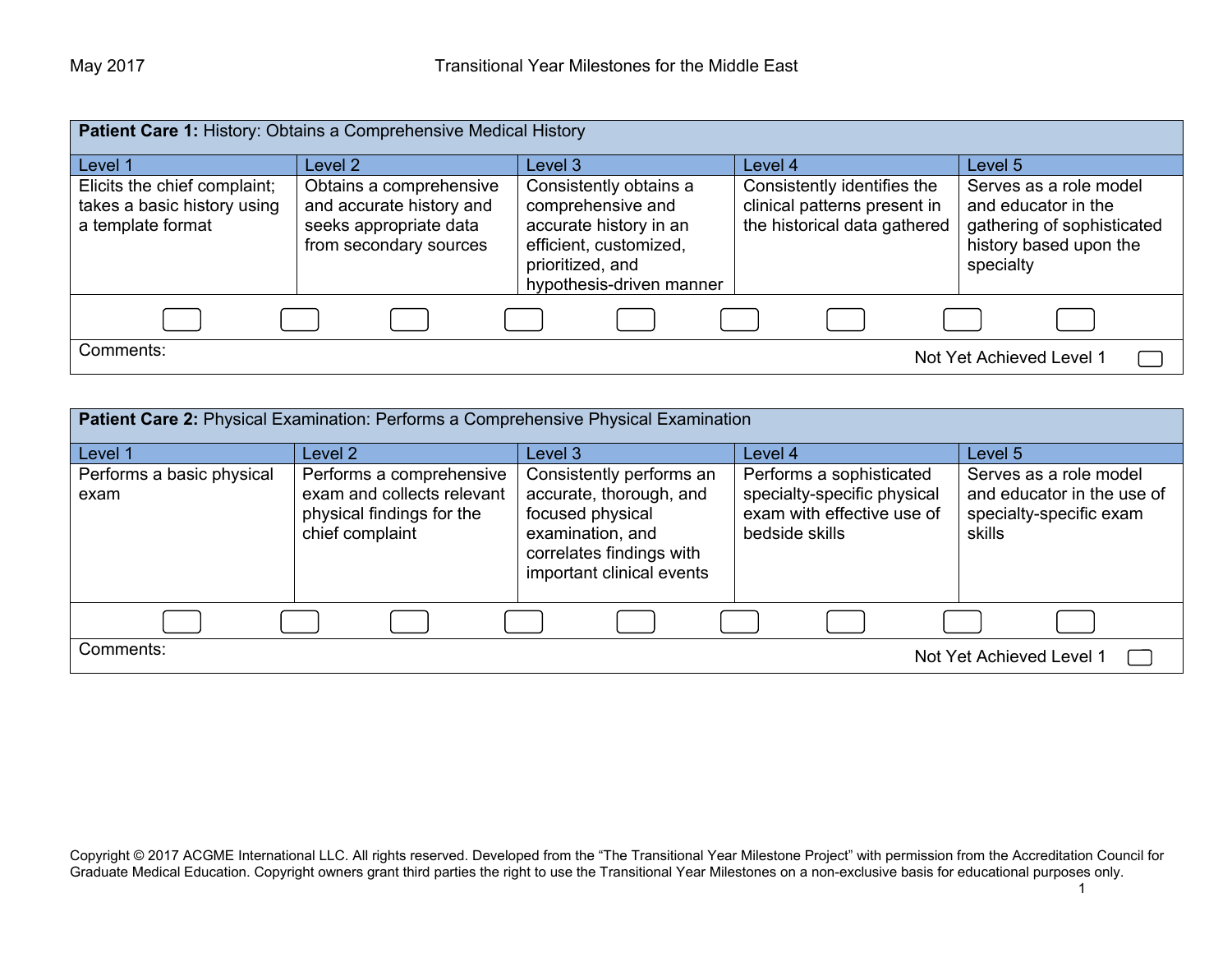| **Patient Care 1:** History: Obtains a Comprehensive Medical History | | | | |
|---|---|---|---|---|
| Level 1 | Level 2 | Level 3 | Level 4 | Level 5 |
| Elicits the chief complaint; takes a basic history using a template format | Obtains a comprehensive and accurate history and seeks appropriate data from secondary sources | Consistently obtains a comprehensive and accurate history in an efficient, customized, prioritized, and hypothesis-driven manner | Consistently identifies the clinical patterns present in the historical data gathered | Serves as a role model and educator in the gathering of sophisticated history based upon the specialty |

Comments:

Not Yet Achieved Level 1

| **Patient Care 2:** Physical Examination: Performs a Comprehensive Physical Examination | | | | |
|---|---|---|---|---|
| Level 1 | Level 2 | Level 3 | Level 4 | Level 5 |
| Performs a basic physical exam | Performs a comprehensive exam and collects relevant physical findings for the chief complaint | Consistently performs an accurate, thorough, and focused physical examination, and correlates findings with important clinical events | Performs a sophisticated specialty-specific physical exam with effective use of bedside skills | Serves as a role model and educator in the use of specialty-specific exam skills |

Comments:

Not Yet Achieved Level 1

Copyright © 2017 ACGME International LLC. All rights reserved. Developed from the "The Transitional Year Milestone Project" with permission from the Accreditation Council for Graduate Medical Education. Copyright owners grant third parties the right to use the Transitional Year Milestones on a non-exclusive basis for educational purposes only.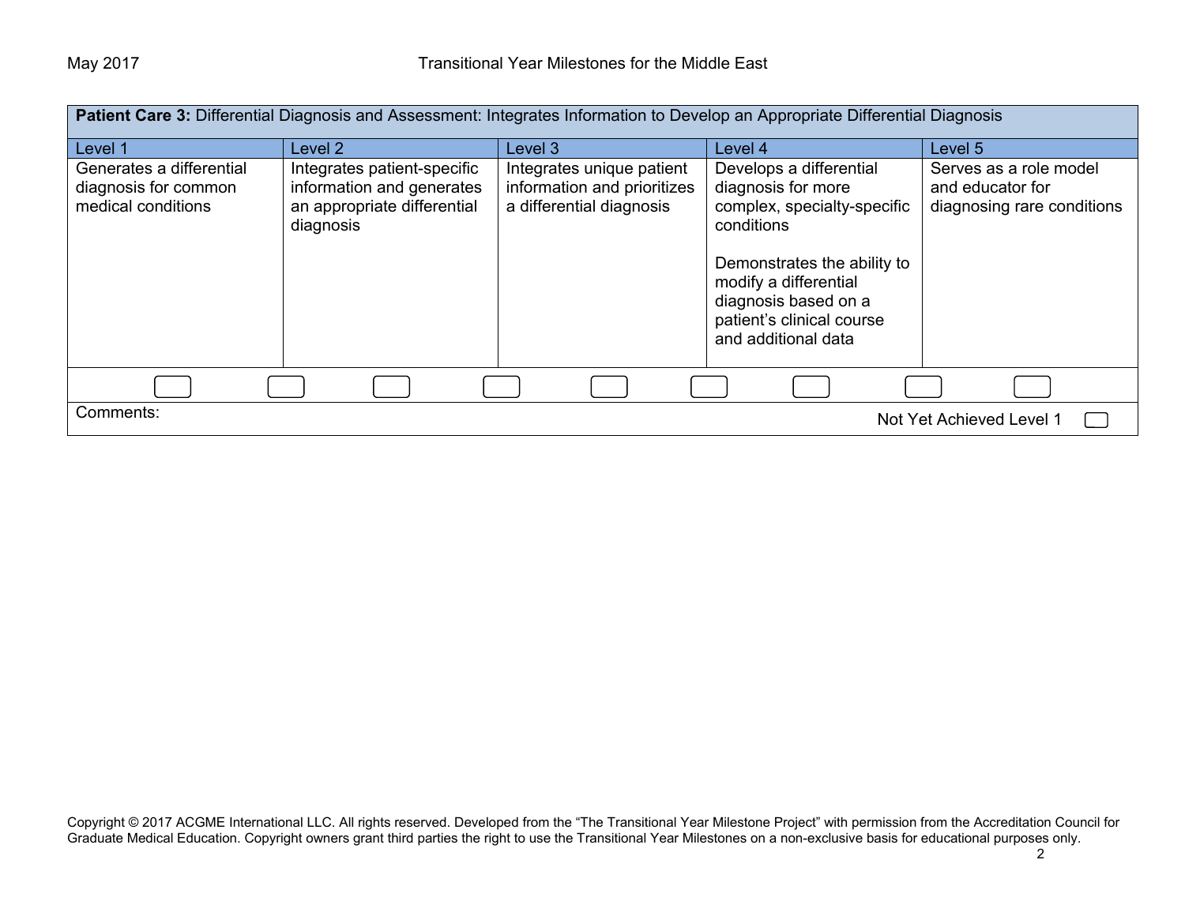**Patient Care 3:** Differential Diagnosis and Assessment: Integrates Information to Develop an Appropriate Differential Diagnosis

| Level 1 | Level 2 | Level 3 | Level 4 | Level 5 |
|---|---|---|---|---|
| Generates a differential diagnosis for common medical conditions | Integrates patient-specific information and generates an appropriate differential diagnosis | Integrates unique patient information and prioritizes a differential diagnosis | Develops a differential diagnosis for more complex, specialty-specific conditions<br><br>Demonstrates the ability to modify a differential diagnosis based on a patient's clinical course and additional data | Serves as a role model and educator for diagnosing rare conditions |

Comments:

Not Yet Achieved Level 1

Copyright © 2017 ACGME International LLC. All rights reserved. Developed from the "The Transitional Year Milestone Project" with permission from the Accreditation Council for Graduate Medical Education. Copyright owners grant third parties the right to use the Transitional Year Milestones on a non-exclusive basis for educational purposes only.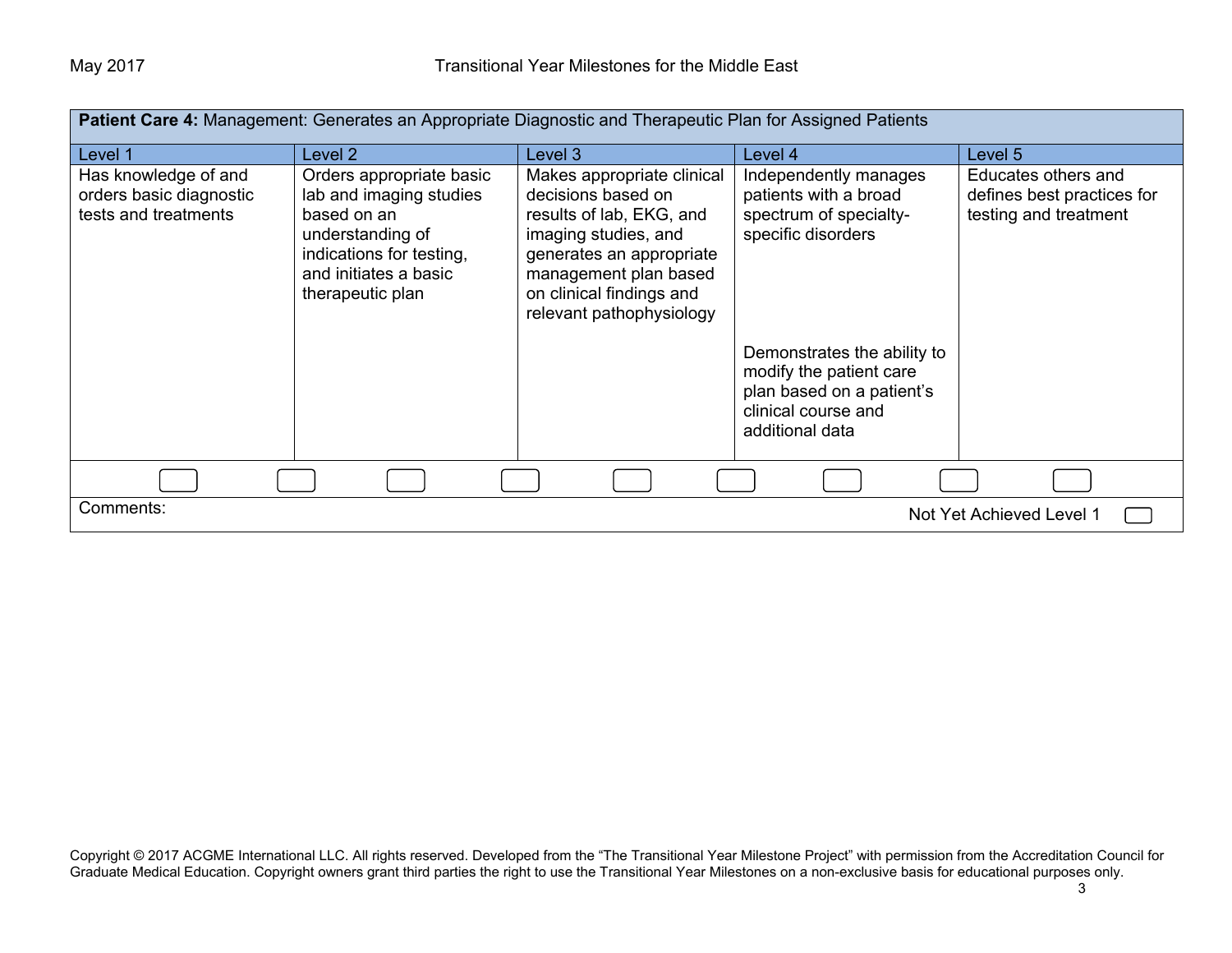| **Patient Care 4:** Management: Generates an Appropriate Diagnostic and Therapeutic Plan for Assigned Patients | | | | |
|---|---|---|---|---|
| Level 1 | Level 2 | Level 3 | Level 4 | Level 5 |
| Has knowledge of and orders basic diagnostic tests and treatments | Orders appropriate basic lab and imaging studies based on an understanding of indications for testing, and initiates a basic therapeutic plan | Makes appropriate clinical decisions based on results of lab, EKG, and imaging studies, and generates an appropriate management plan based on clinical findings and relevant pathophysiology | Independently manages patients with a broad spectrum of specialty-specific disorders<br><br>Demonstrates the ability to modify the patient care plan based on a patient's clinical course and additional data | Educates others and defines best practices for testing and treatment |

Comments:

Not Yet Achieved Level 1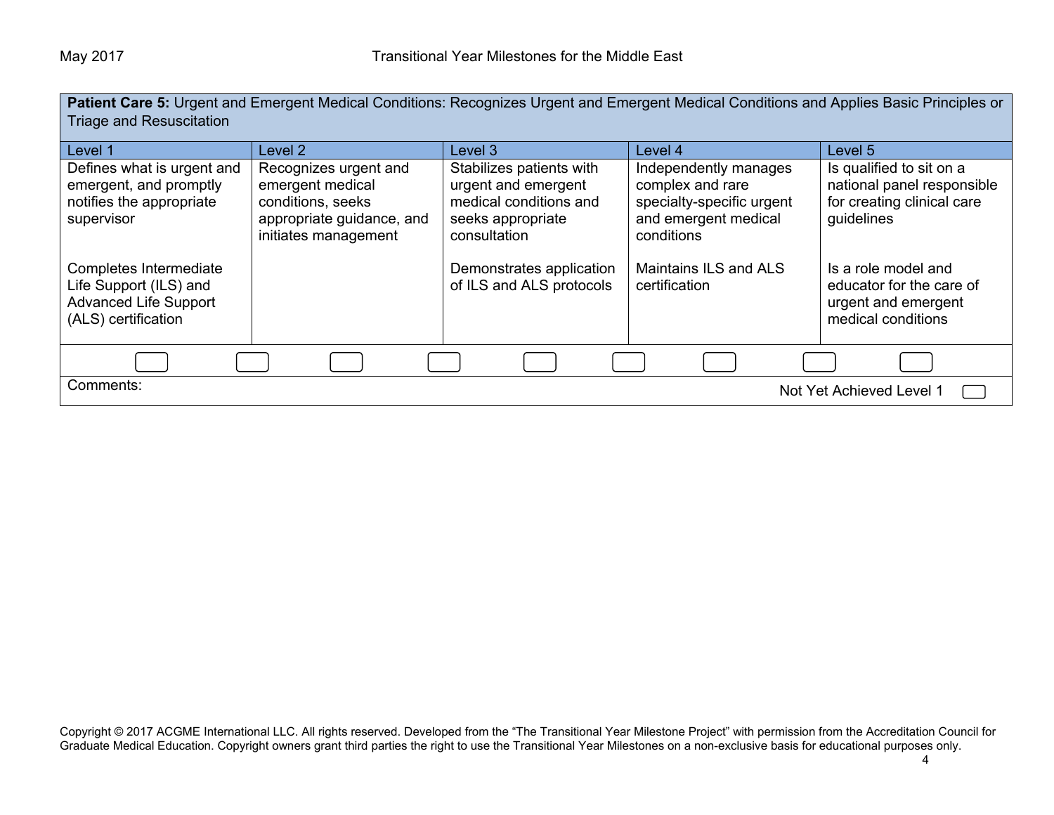**Patient Care 5:** Urgent and Emergent Medical Conditions: Recognizes Urgent and Emergent Medical Conditions and Applies Basic Principles or Triage and Resuscitation

| Level 1 | Level 2 | Level 3 | Level 4 | Level 5 |
|---|---|---|---|---|
| Defines what is urgent and emergent, and promptly notifies the appropriate supervisor | Recognizes urgent and emergent medical conditions, seeks appropriate guidance, and initiates management | Stabilizes patients with urgent and emergent medical conditions and seeks appropriate consultation | Independently manages complex and rare specialty-specific urgent and emergent medical conditions | Is qualified to sit on a national panel responsible for creating clinical care guidelines |
| Completes Intermediate Life Support (ILS) and Advanced Life Support (ALS) certification | | Demonstrates application of ILS and ALS protocols | Maintains ILS and ALS certification | Is a role model and educator for the care of urgent and emergent medical conditions |

Comments:

Not Yet Achieved Level 1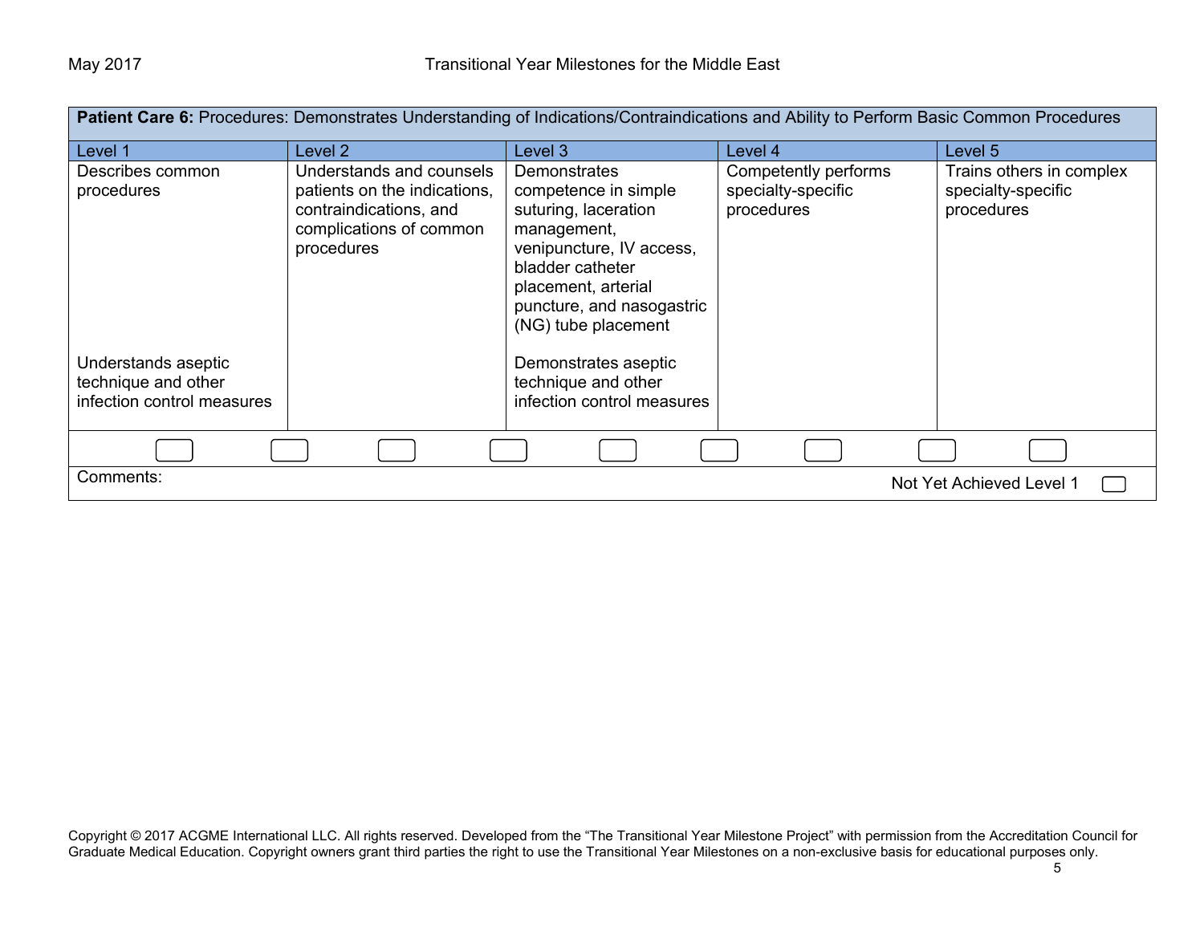| **Patient Care 6:** Procedures: Demonstrates Understanding of Indications/Contraindications and Ability to Perform Basic Common Procedures | | | | |
|---|---|---|---|---|
| Level 1 | Level 2 | Level 3 | Level 4 | Level 5 |
| Describes common procedures<br><br>Understands aseptic technique and other infection control measures | Understands and counsels patients on the indications, contraindications, and complications of common procedures | Demonstrates competence in simple suturing, laceration management, venipuncture, IV access, bladder catheter placement, arterial puncture, and nasogastric (NG) tube placement<br><br>Demonstrates aseptic technique and other infection control measures | Competently performs specialty-specific procedures | Trains others in complex specialty-specific procedures |

Comments:

Not Yet Achieved Level 1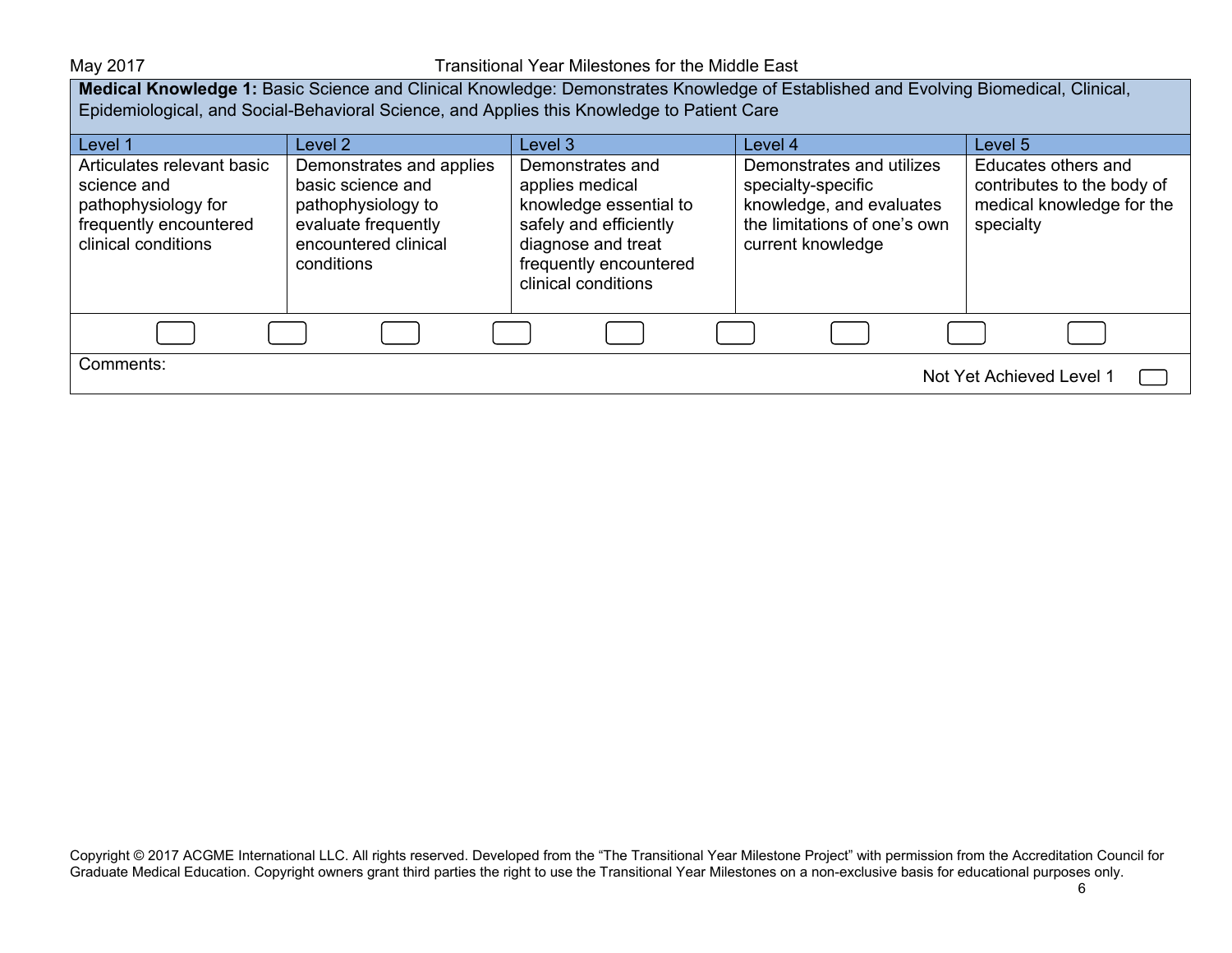**Medical Knowledge 1:** Basic Science and Clinical Knowledge: Demonstrates Knowledge of Established and Evolving Biomedical, Clinical, Epidemiological, and Social-Behavioral Science, and Applies this Knowledge to Patient Care

| Level 1 | Level 2 | Level 3 | Level 4 | Level 5 |
|---|---|---|---|---|
| Articulates relevant basic science and pathophysiology for frequently encountered clinical conditions | Demonstrates and applies basic science and pathophysiology to evaluate frequently encountered clinical conditions | Demonstrates and applies medical knowledge essential to safely and efficiently diagnose and treat frequently encountered clinical conditions | Demonstrates and utilizes specialty-specific knowledge, and evaluates the limitations of one's own current knowledge | Educates others and contributes to the body of medical knowledge for the specialty |

Comments:

Not Yet Achieved Level 1

Copyright © 2017 ACGME International LLC. All rights reserved. Developed from the "The Transitional Year Milestone Project" with permission from the Accreditation Council for Graduate Medical Education. Copyright owners grant third parties the right to use the Transitional Year Milestones on a non-exclusive basis for educational purposes only.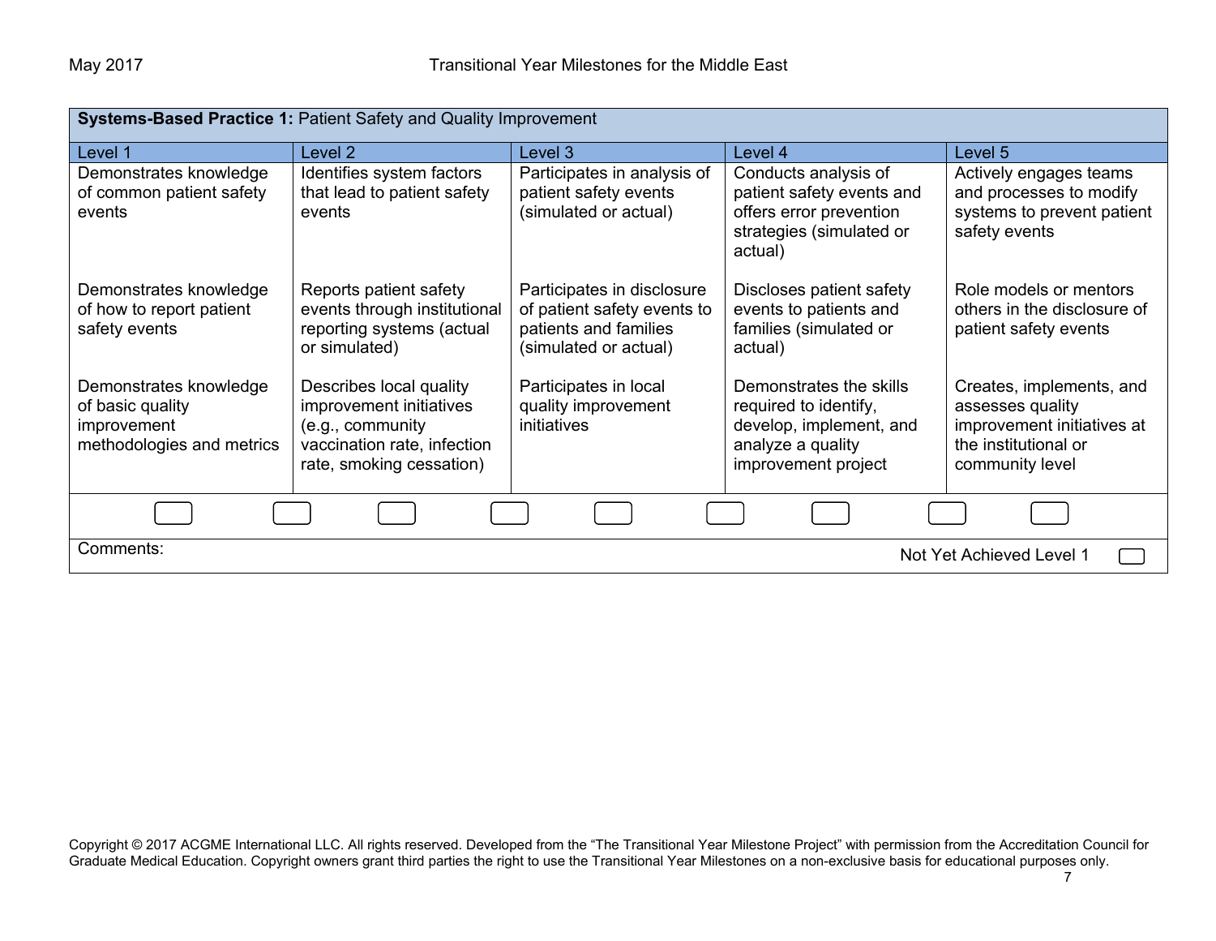**Systems-Based Practice 1:** Patient Safety and Quality Improvement

| Level 1 | Level 2 | Level 3 | Level 4 | Level 5 |
|---|---|---|---|---|
| Demonstrates knowledge of common patient safety events | Identifies system factors that lead to patient safety events | Participates in analysis of patient safety events (simulated or actual) | Conducts analysis of patient safety events and offers error prevention strategies (simulated or actual) | Actively engages teams and processes to modify systems to prevent patient safety events |
| Demonstrates knowledge of how to report patient safety events | Reports patient safety events through institutional reporting systems (actual or simulated) | Participates in disclosure of patient safety events to patients and families (simulated or actual) | Discloses patient safety events to patients and families (simulated or actual) | Role models or mentors others in the disclosure of patient safety events |
| Demonstrates knowledge of basic quality improvement methodologies and metrics | Describes local quality improvement initiatives (e.g., community vaccination rate, infection rate, smoking cessation) | Participates in local quality improvement initiatives | Demonstrates the skills required to identify, develop, implement, and analyze a quality improvement project | Creates, implements, and assesses quality improvement initiatives at the institutional or community level |

Comments:

Not Yet Achieved Level 1

Copyright © 2017 ACGME International LLC. All rights reserved. Developed from the "The Transitional Year Milestone Project" with permission from the Accreditation Council for Graduate Medical Education. Copyright owners grant third parties the right to use the Transitional Year Milestones on a non-exclusive basis for educational purposes only.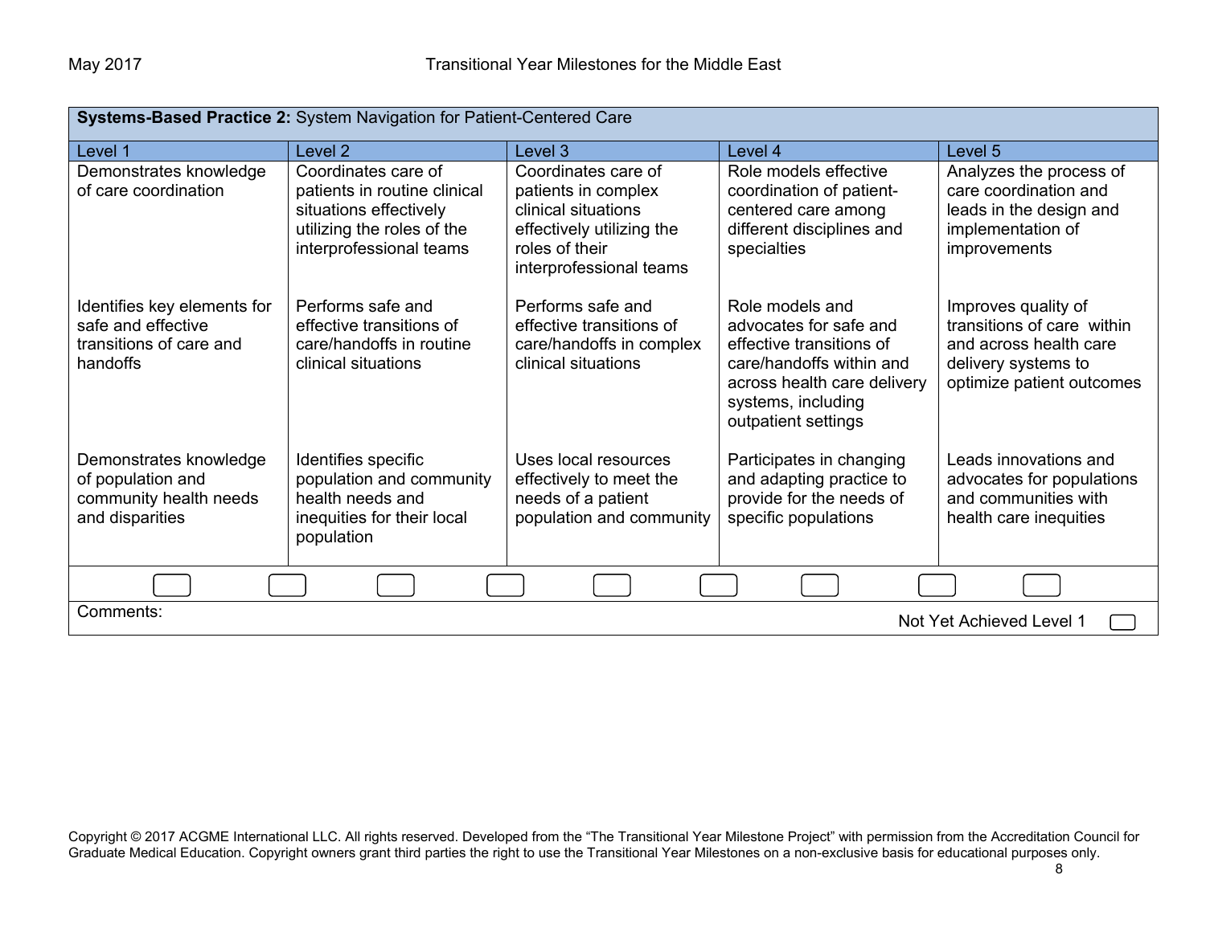**Systems-Based Practice 2:** System Navigation for Patient-Centered Care

| Level 1 | Level 2 | Level 3 | Level 4 | Level 5 |
|---|---|---|---|---|
| Demonstrates knowledge of care coordination | Coordinates care of patients in routine clinical situations effectively utilizing the roles of the interprofessional teams | Coordinates care of patients in complex clinical situations effectively utilizing the roles of their interprofessional teams | Role models effective coordination of patient-centered care among different disciplines and specialties | Analyzes the process of care coordination and leads in the design and implementation of improvements |
| Identifies key elements for safe and effective transitions of care and handoffs | Performs safe and effective transitions of care/handoffs in routine clinical situations | Performs safe and effective transitions of care/handoffs in complex clinical situations | Role models and advocates for safe and effective transitions of care/handoffs within and across health care delivery systems, including outpatient settings | Improves quality of transitions of care within and across health care delivery systems to optimize patient outcomes |
| Demonstrates knowledge of population and community health needs and disparities | Identifies specific population and community health needs and inequities for their local population | Uses local resources effectively to meet the needs of a patient population and community | Participates in changing and adapting practice to provide for the needs of specific populations | Leads innovations and advocates for populations and communities with health care inequities |

Comments:

Not Yet Achieved Level 1

Copyright © 2017 ACGME International LLC. All rights reserved. Developed from the "The Transitional Year Milestone Project" with permission from the Accreditation Council for Graduate Medical Education. Copyright owners grant third parties the right to use the Transitional Year Milestones on a non-exclusive basis for educational purposes only.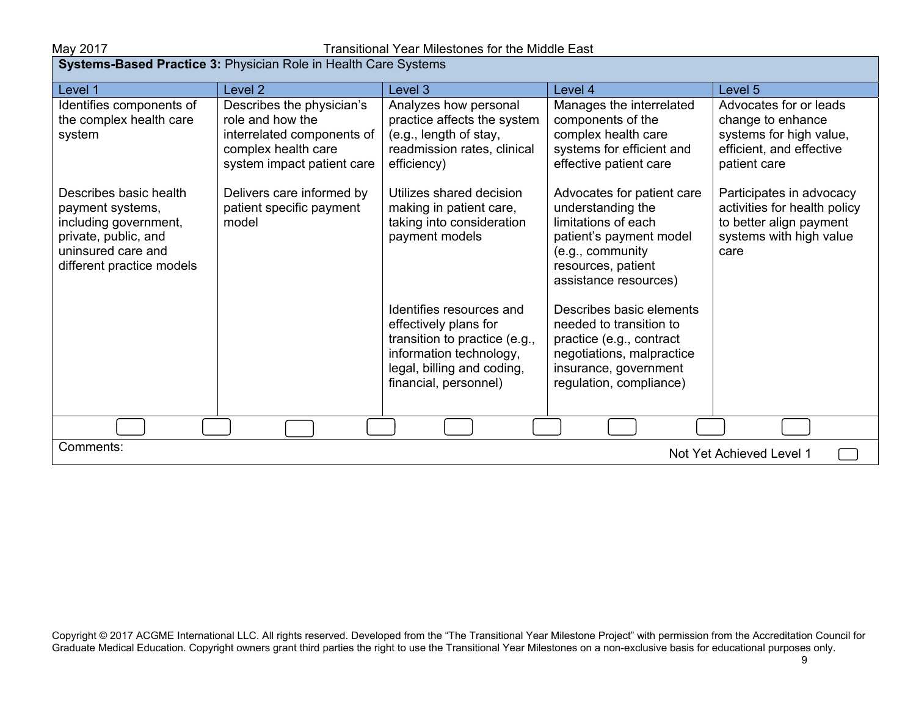**Systems-Based Practice 3:** Physician Role in Health Care Systems

| Level 1 | Level 2 | Level 3 | Level 4 | Level 5 |
|---|---|---|---|---|
| Identifies components of the complex health care system | Describes the physician's role and how the interrelated components of complex health care system impact patient care | Analyzes how personal practice affects the system (e.g., length of stay, readmission rates, clinical efficiency) | Manages the interrelated components of the complex health care systems for efficient and effective patient care | Advocates for or leads change to enhance systems for high value, efficient, and effective patient care |
| Describes basic health payment systems, including government, private, public, and uninsured care and different practice models | Delivers care informed by patient specific payment model | Utilizes shared decision making in patient care, taking into consideration payment models | Advocates for patient care understanding the limitations of each patient's payment model (e.g., community resources, patient assistance resources) | Participates in advocacy activities for health policy to better align payment systems with high value care |
| | | Identifies resources and effectively plans for transition to practice (e.g., information technology, legal, billing and coding, financial, personnel) | Describes basic elements needed to transition to practice (e.g., contract negotiations, malpractice insurance, government regulation, compliance) | |

Comments:

Not Yet Achieved Level 1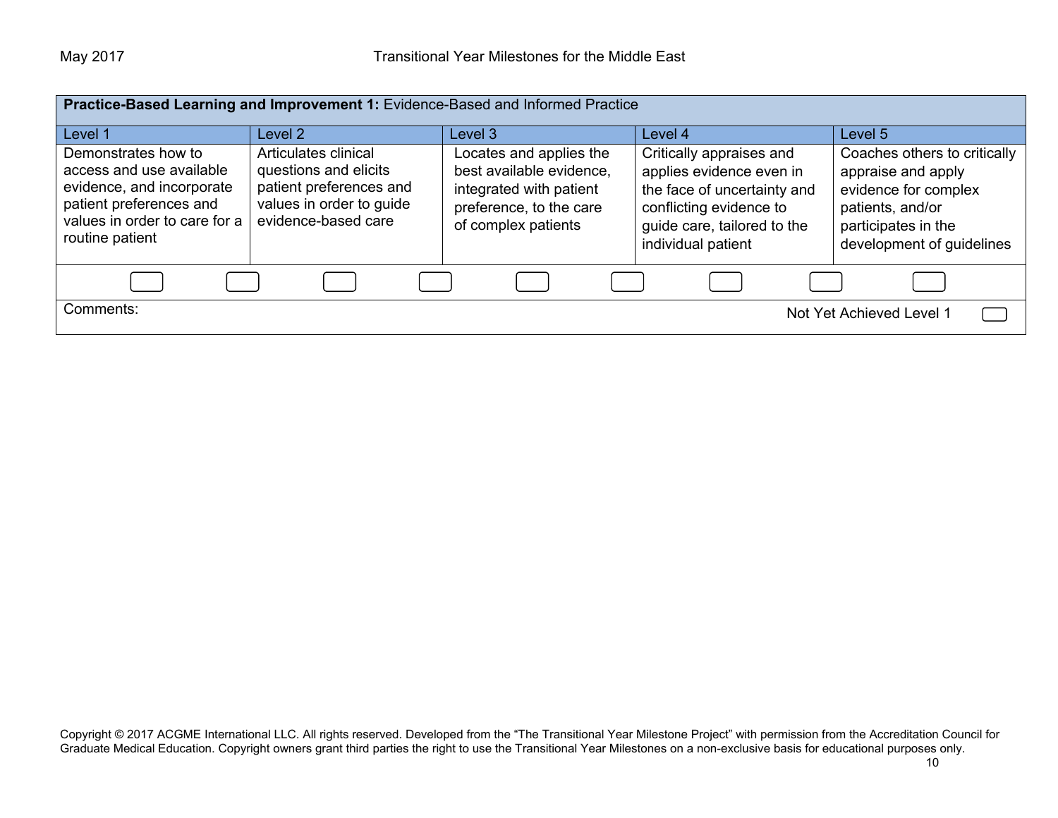| **Practice-Based Learning and Improvement 1:** Evidence-Based and Informed Practice | | | | |
|---|---|---|---|---|
| Level 1 | Level 2 | Level 3 | Level 4 | Level 5 |
| Demonstrates how to access and use available evidence, and incorporate patient preferences and values in order to care for a routine patient | Articulates clinical questions and elicits patient preferences and values in order to guide evidence-based care | Locates and applies the best available evidence, integrated with patient preference, to the care of complex patients | Critically appraises and applies evidence even in the face of uncertainty and conflicting evidence to guide care, tailored to the individual patient | Coaches others to critically appraise and apply evidence for complex patients, and/or participates in the development of guidelines |

Comments:

Not Yet Achieved Level 1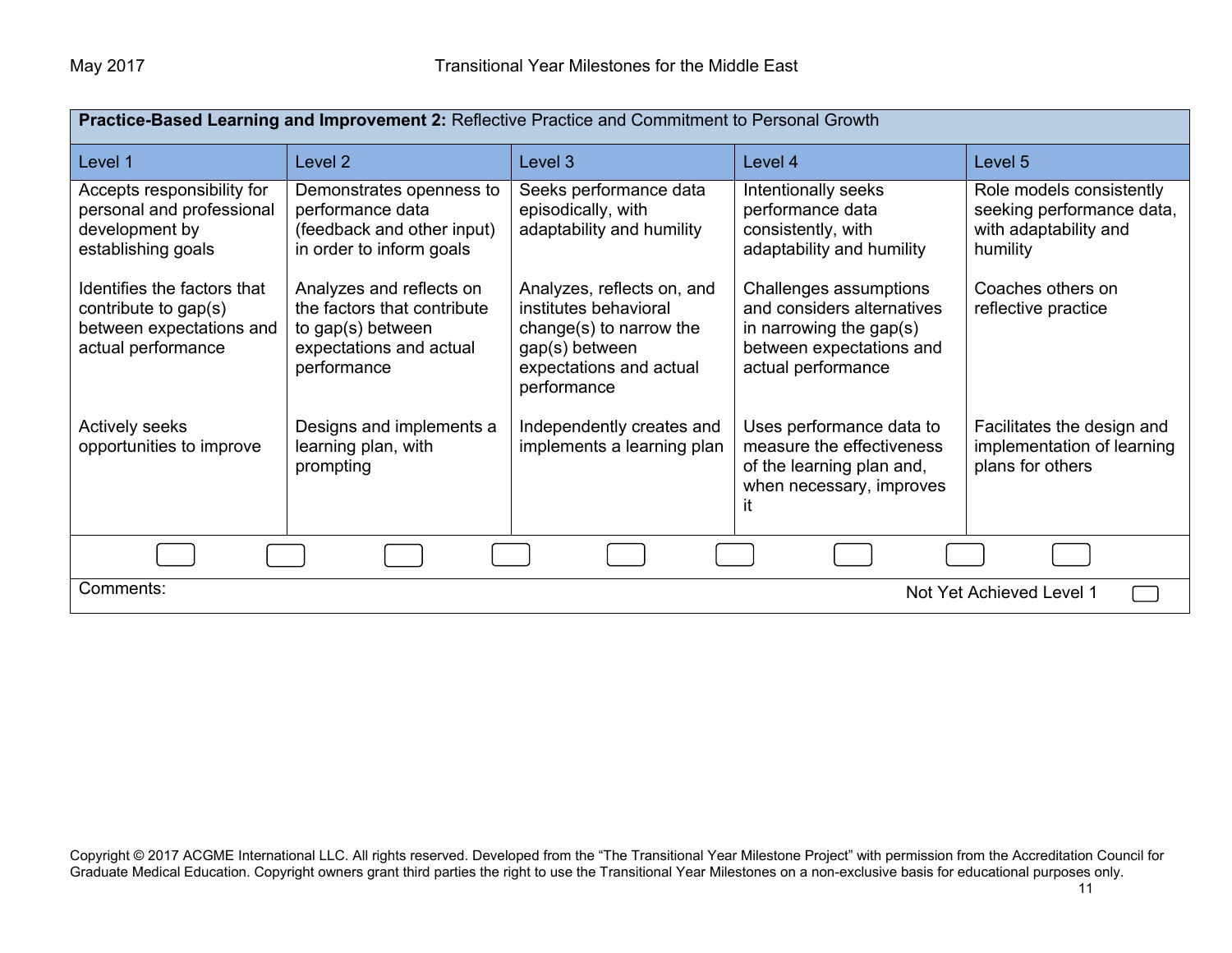**Practice-Based Learning and Improvement 2:** Reflective Practice and Commitment to Personal Growth

| Level 1 | Level 2 | Level 3 | Level 4 | Level 5 |
|---|---|---|---|---|
| Accepts responsibility for personal and professional development by establishing goals | Demonstrates openness to performance data (feedback and other input) in order to inform goals | Seeks performance data episodically, with adaptability and humility | Intentionally seeks performance data consistently, with adaptability and humility | Role models consistently seeking performance data, with adaptability and humility |
| Identifies the factors that contribute to gap(s) between expectations and actual performance | Analyzes and reflects on the factors that contribute to gap(s) between expectations and actual performance | Analyzes, reflects on, and institutes behavioral change(s) to narrow the gap(s) between expectations and actual performance | Challenges assumptions and considers alternatives in narrowing the gap(s) between expectations and actual performance | Coaches others on reflective practice |
| Actively seeks opportunities to improve | Designs and implements a learning plan, with prompting | Independently creates and implements a learning plan | Uses performance data to measure the effectiveness of the learning plan and, when necessary, improves it | Facilitates the design and implementation of learning plans for others |

Comments:

Not Yet Achieved Level 1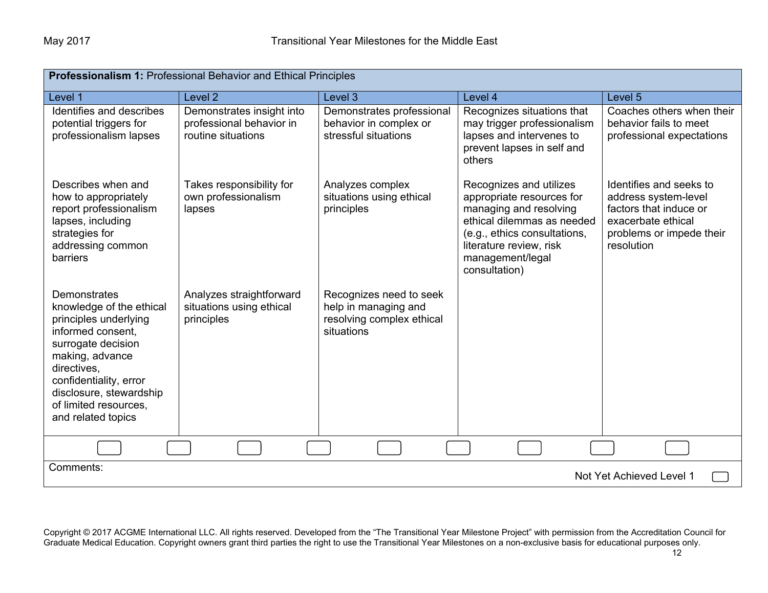| **Professionalism 1:** Professional Behavior and Ethical Principles | | | | |
|---|---|---|---|---|
| Level 1 | Level 2 | Level 3 | Level 4 | Level 5 |
| Identifies and describes potential triggers for professionalism lapses | Demonstrates insight into professional behavior in routine situations | Demonstrates professional behavior in complex or stressful situations | Recognizes situations that may trigger professionalism lapses and intervenes to prevent lapses in self and others | Coaches others when their behavior fails to meet professional expectations |
| Describes when and how to appropriately report professionalism lapses, including strategies for addressing common barriers | Takes responsibility for own professionalism lapses | Analyzes complex situations using ethical principles | Recognizes and utilizes appropriate resources for managing and resolving ethical dilemmas as needed (e.g., ethics consultations, literature review, risk management/legal consultation) | Identifies and seeks to address system-level factors that induce or exacerbate ethical problems or impede their resolution |
| Demonstrates knowledge of the ethical principles underlying informed consent, surrogate decision making, advance directives, confidentiality, error disclosure, stewardship of limited resources, and related topics | Analyzes straightforward situations using ethical principles | Recognizes need to seek help in managing and resolving complex ethical situations | | |

Comments:

Not Yet Achieved Level 1

Copyright © 2017 ACGME International LLC. All rights reserved. Developed from the "The Transitional Year Milestone Project" with permission from the Accreditation Council for Graduate Medical Education. Copyright owners grant third parties the right to use the Transitional Year Milestones on a non-exclusive basis for educational purposes only.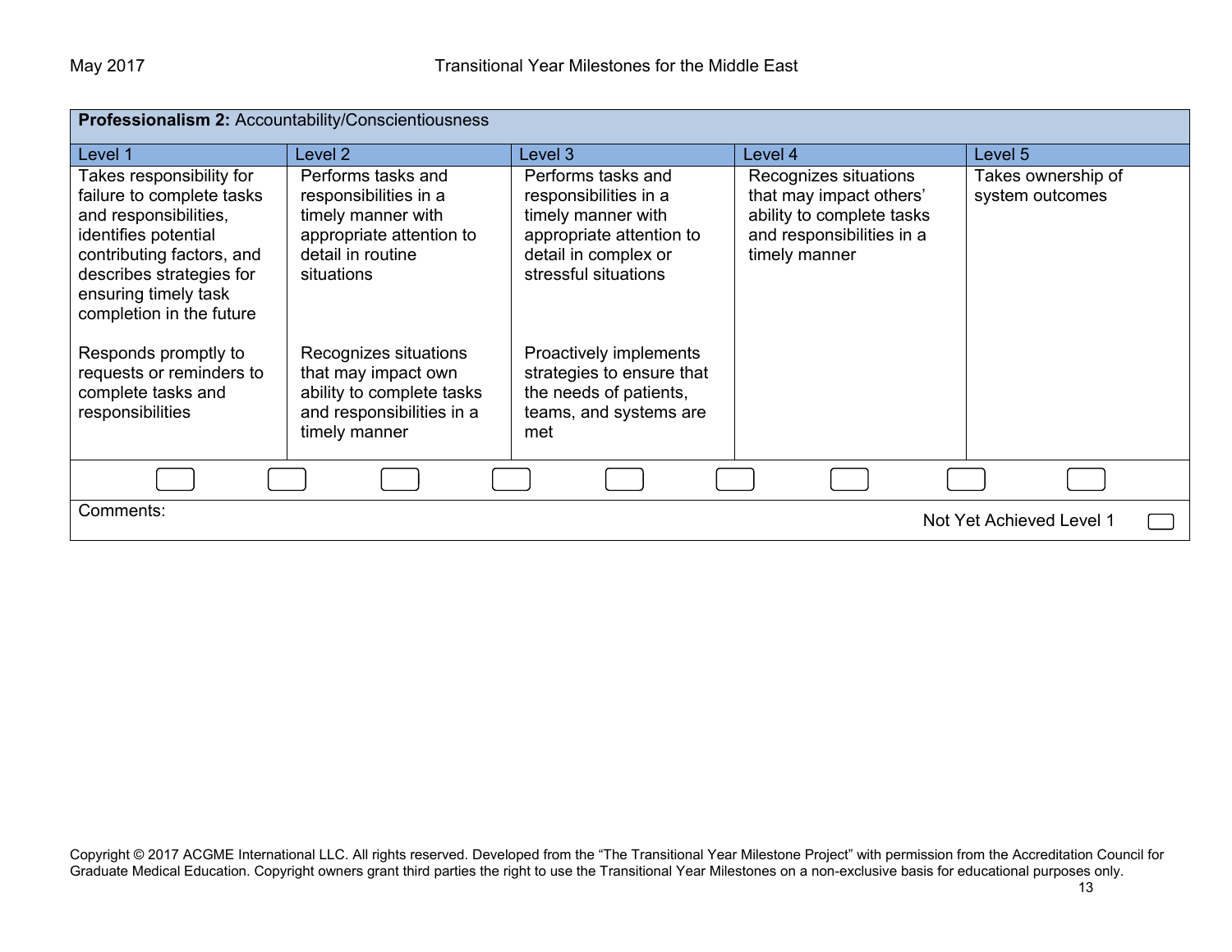| **Professionalism 2:** Accountability/Conscientiousness | | | | |
|---|---|---|---|---|
| Level 1 | Level 2 | Level 3 | Level 4 | Level 5 |
| Takes responsibility for failure to complete tasks and responsibilities, identifies potential contributing factors, and describes strategies for ensuring timely task completion in the future<br><br>Responds promptly to requests or reminders to complete tasks and responsibilities | Performs tasks and responsibilities in a timely manner with appropriate attention to detail in routine situations<br><br>Recognizes situations that may impact own ability to complete tasks and responsibilities in a timely manner | Performs tasks and responsibilities in a timely manner with appropriate attention to detail in complex or stressful situations<br><br>Proactively implements strategies to ensure that the needs of patients, teams, and systems are met | Recognizes situations that may impact others' ability to complete tasks and responsibilities in a timely manner | Takes ownership of system outcomes |

Comments:

Not Yet Achieved Level 1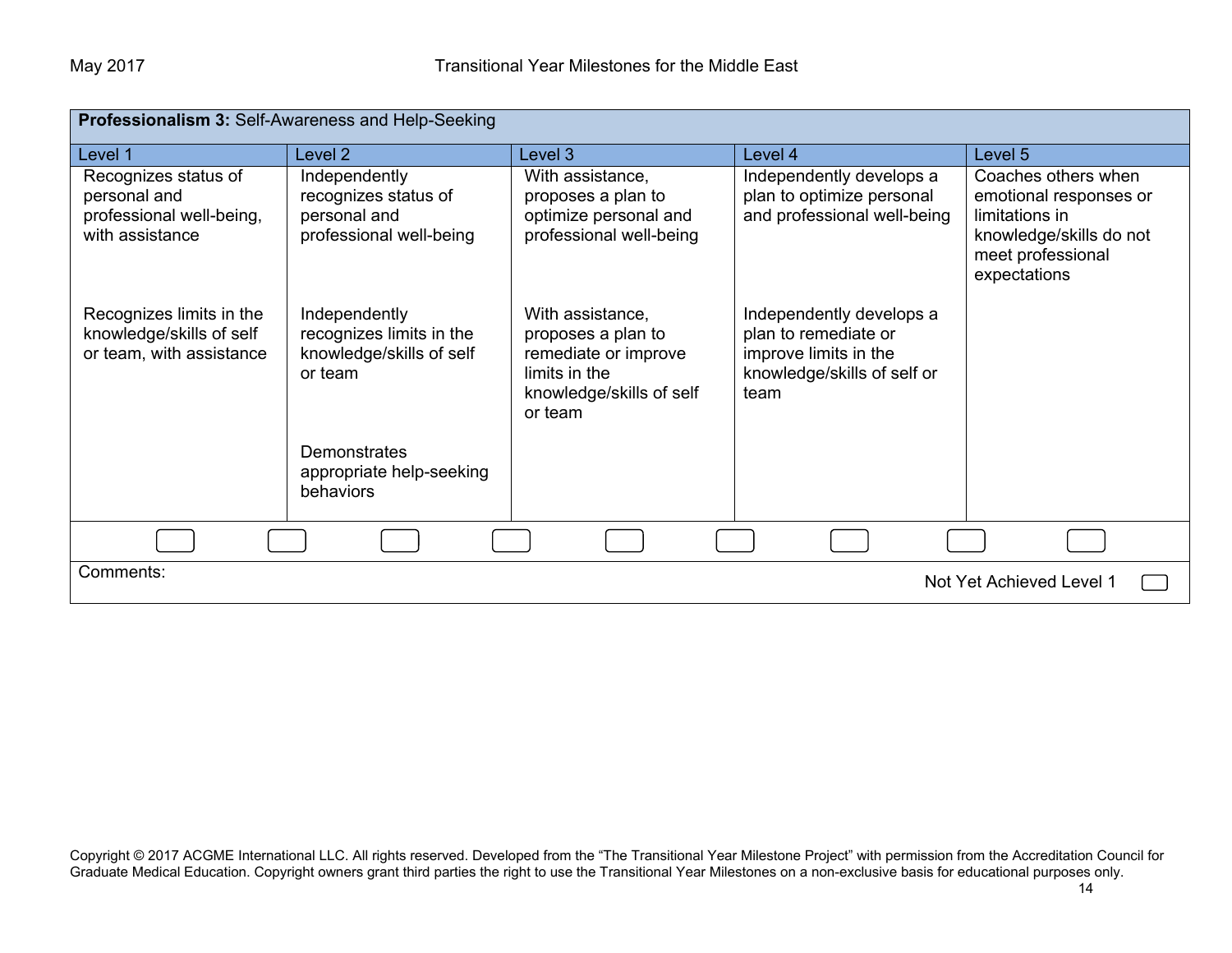| **Professionalism 3:** Self-Awareness and Help-Seeking | | | | |
|---|---|---|---|---|
| Level 1 | Level 2 | Level 3 | Level 4 | Level 5 |
| Recognizes status of personal and professional well-being, with assistance | Independently recognizes status of personal and professional well-being | With assistance, proposes a plan to optimize personal and professional well-being | Independently develops a plan to optimize personal and professional well-being | Coaches others when emotional responses or limitations in knowledge/skills do not meet professional expectations |
| Recognizes limits in the knowledge/skills of self or team, with assistance | Independently recognizes limits in the knowledge/skills of self or team | With assistance, proposes a plan to remediate or improve limits in the knowledge/skills of self or team | Independently develops a plan to remediate or improve limits in the knowledge/skills of self or team | |
| | Demonstrates appropriate help-seeking behaviors | | | |

Comments:

Not Yet Achieved Level 1

Copyright © 2017 ACGME International LLC. All rights reserved. Developed from the "The Transitional Year Milestone Project" with permission from the Accreditation Council for Graduate Medical Education. Copyright owners grant third parties the right to use the Transitional Year Milestones on a non-exclusive basis for educational purposes only.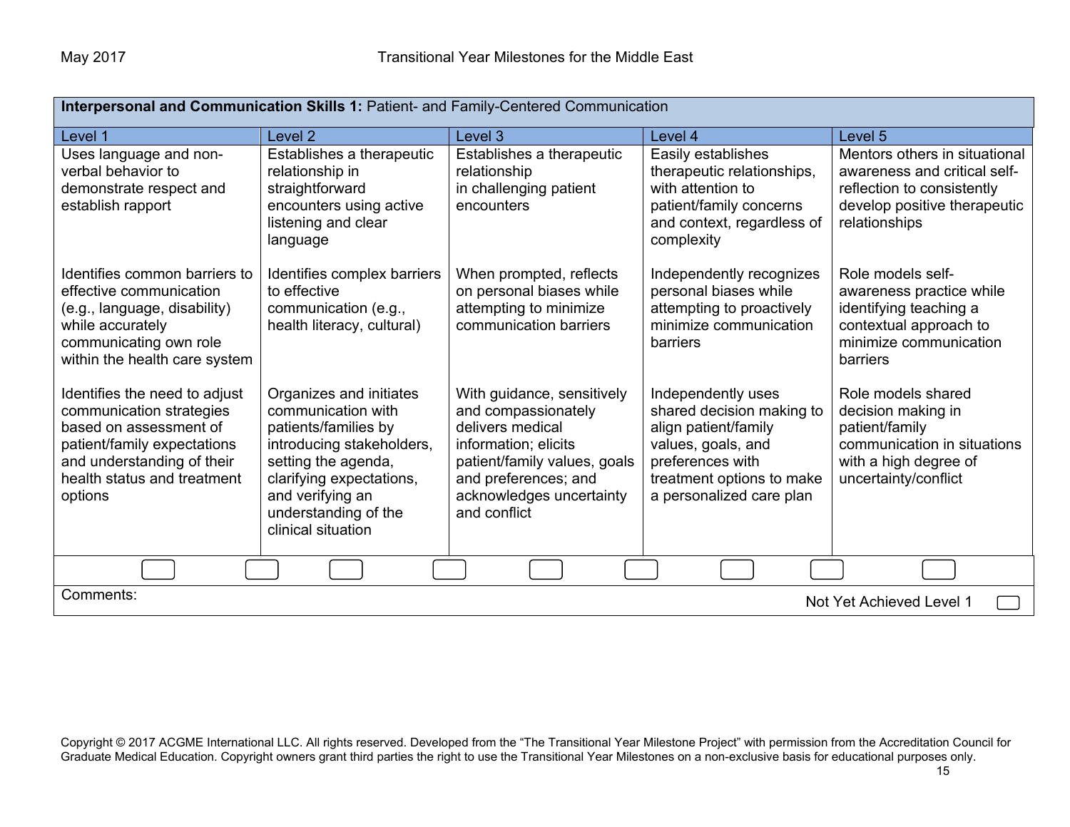| **Interpersonal and Communication Skills 1:** Patient- and Family-Centered Communication | | | | |
|---|---|---|---|---|
| Level 1 | Level 2 | Level 3 | Level 4 | Level 5 |
| Uses language and non-verbal behavior to demonstrate respect and establish rapport | Establishes a therapeutic relationship in straightforward encounters using active listening and clear language | Establishes a therapeutic relationship in challenging patient encounters | Easily establishes therapeutic relationships, with attention to patient/family concerns and context, regardless of complexity | Mentors others in situational awareness and critical self-reflection to consistently develop positive therapeutic relationships |
| Identifies common barriers to effective communication (e.g., language, disability) while accurately communicating own role within the health care system | Identifies complex barriers to effective communication (e.g., health literacy, cultural) | When prompted, reflects on personal biases while attempting to minimize communication barriers | Independently recognizes personal biases while attempting to proactively minimize communication barriers | Role models self-awareness practice while identifying teaching a contextual approach to minimize communication barriers |
| Identifies the need to adjust communication strategies based on assessment of patient/family expectations and understanding of their health status and treatment options | Organizes and initiates communication with patients/families by introducing stakeholders, setting the agenda, clarifying expectations, and verifying an understanding of the clinical situation | With guidance, sensitively and compassionately delivers medical information; elicits patient/family values, goals and preferences; and acknowledges uncertainty and conflict | Independently uses shared decision making to align patient/family values, goals, and preferences with treatment options to make a personalized care plan | Role models shared decision making in patient/family communication in situations with a high degree of uncertainty/conflict |

Comments:

Not Yet Achieved Level 1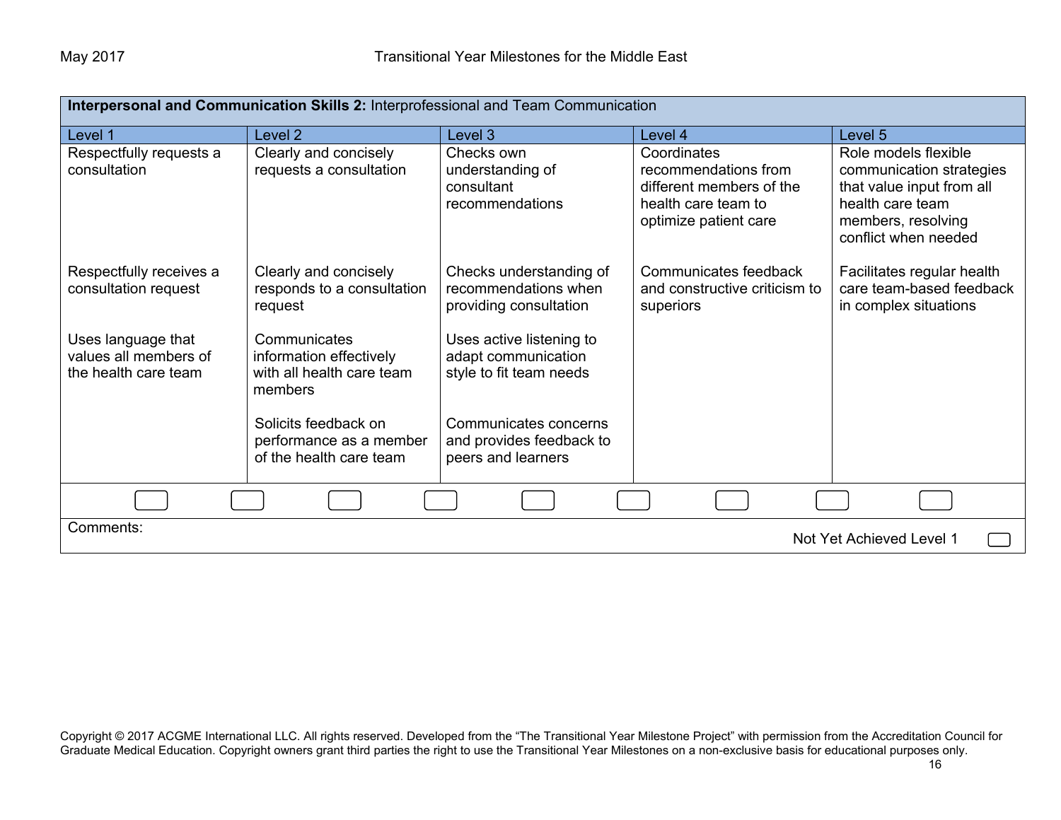| **Interpersonal and Communication Skills 2:** Interprofessional and Team Communication | | | | |
|---|---|---|---|---|
| Level 1 | Level 2 | Level 3 | Level 4 | Level 5 |
| Respectfully requests a consultation<br><br>Respectfully receives a consultation request<br><br>Uses language that values all members of the health care team | Clearly and concisely requests a consultation<br><br>Clearly and concisely responds to a consultation request<br><br>Communicates information effectively with all health care team members<br><br>Solicits feedback on performance as a member of the health care team | Checks own understanding of consultant recommendations<br><br>Checks understanding of recommendations when providing consultation<br><br>Uses active listening to adapt communication style to fit team needs<br><br>Communicates concerns and provides feedback to peers and learners | Coordinates recommendations from different members of the health care team to optimize patient care<br><br>Communicates feedback and constructive criticism to superiors | Role models flexible communication strategies that value input from all health care team members, resolving conflict when needed<br><br>Facilitates regular health care team-based feedback in complex situations |

Comments:

Not Yet Achieved Level 1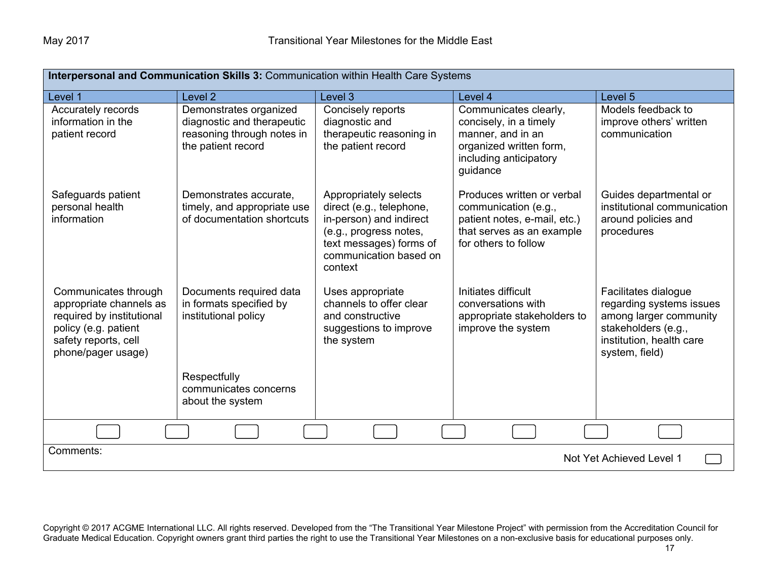| **Interpersonal and Communication Skills 3:** Communication within Health Care Systems | | | | |
|---|---|---|---|---|
| Level 1 | Level 2 | Level 3 | Level 4 | Level 5 |
| Accurately records information in the patient record | Demonstrates organized diagnostic and therapeutic reasoning through notes in the patient record | Concisely reports diagnostic and therapeutic reasoning in the patient record | Communicates clearly, concisely, in a timely manner, and in an organized written form, including anticipatory guidance | Models feedback to improve others' written communication |
| Safeguards patient personal health information | Demonstrates accurate, timely, and appropriate use of documentation shortcuts | Appropriately selects direct (e.g., telephone, in-person) and indirect (e.g., progress notes, text messages) forms of communication based on context | Produces written or verbal communication (e.g., patient notes, e-mail, etc.) that serves as an example for others to follow | Guides departmental or institutional communication around policies and procedures |
| Communicates through appropriate channels as required by institutional policy (e.g. patient safety reports, cell phone/pager usage) | Documents required data in formats specified by institutional policy | Uses appropriate channels to offer clear and constructive suggestions to improve the system | Initiates difficult conversations with appropriate stakeholders to improve the system | Facilitates dialogue regarding systems issues among larger community stakeholders (e.g., institution, health care system, field) |
| | Respectfully communicates concerns about the system | | | |

Comments:

Not Yet Achieved Level 1